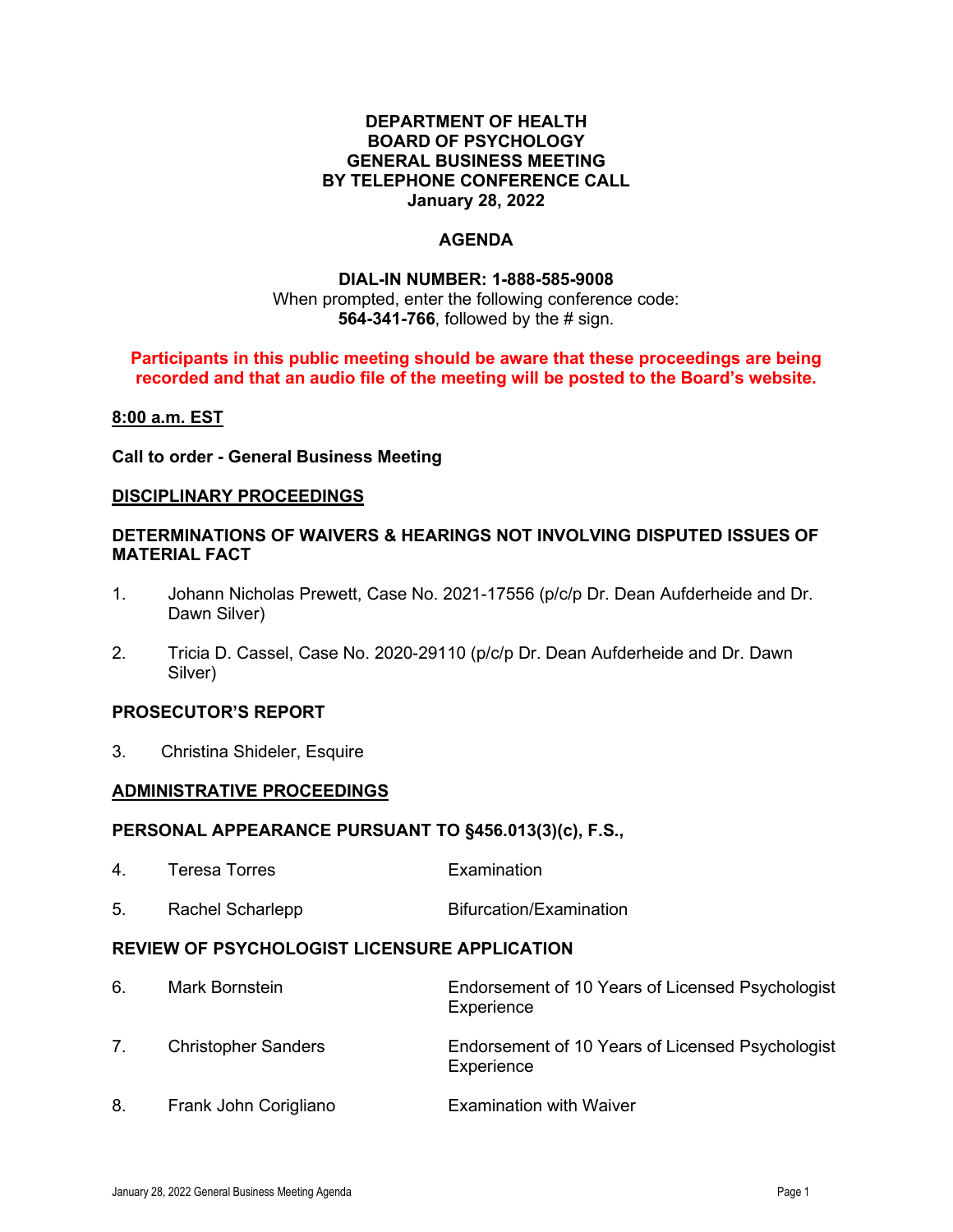**DEPARTMENT OF HEALTH**
**BOARD OF PSYCHOLOGY**
**GENERAL BUSINESS MEETING**
**BY TELEPHONE CONFERENCE CALL**
**January 28, 2022**

## AGENDA

**DIAL-IN NUMBER: 1-888-585-9008**
When prompted, enter the following conference code:
**564-341-766**, followed by the # sign.

**Participants in this public meeting should be aware that these proceedings are being recorded and that an audio file of the meeting will be posted to the Board's website.**

**8:00 a.m. EST**

**Call to order - General Business Meeting**

### DISCIPLINARY PROCEEDINGS

**DETERMINATIONS OF WAIVERS & HEARINGS NOT INVOLVING DISPUTED ISSUES OF MATERIAL FACT**

1. Johann Nicholas Prewett, Case No. 2021-17556 (p/c/p Dr. Dean Aufderheide and Dr. Dawn Silver)

2. Tricia D. Cassel, Case No. 2020-29110 (p/c/p Dr. Dean Aufderheide and Dr. Dawn Silver)

**PROSECUTOR'S REPORT**

3. Christina Shideler, Esquire

### ADMINISTRATIVE PROCEEDINGS

**PERSONAL APPEARANCE PURSUANT TO §456.013(3)(c), F.S.,**

| | | |
|---|---|---|
| 4. | Teresa Torres | Examination |
| 5. | Rachel Scharlepp | Bifurcation/Examination |

**REVIEW OF PSYCHOLOGIST LICENSURE APPLICATION**

| | | |
|---|---|---|
| 6. | Mark Bornstein | Endorsement of 10 Years of Licensed Psychologist Experience |
| 7. | Christopher Sanders | Endorsement of 10 Years of Licensed Psychologist Experience |
| 8. | Frank John Corigliano | Examination with Waiver |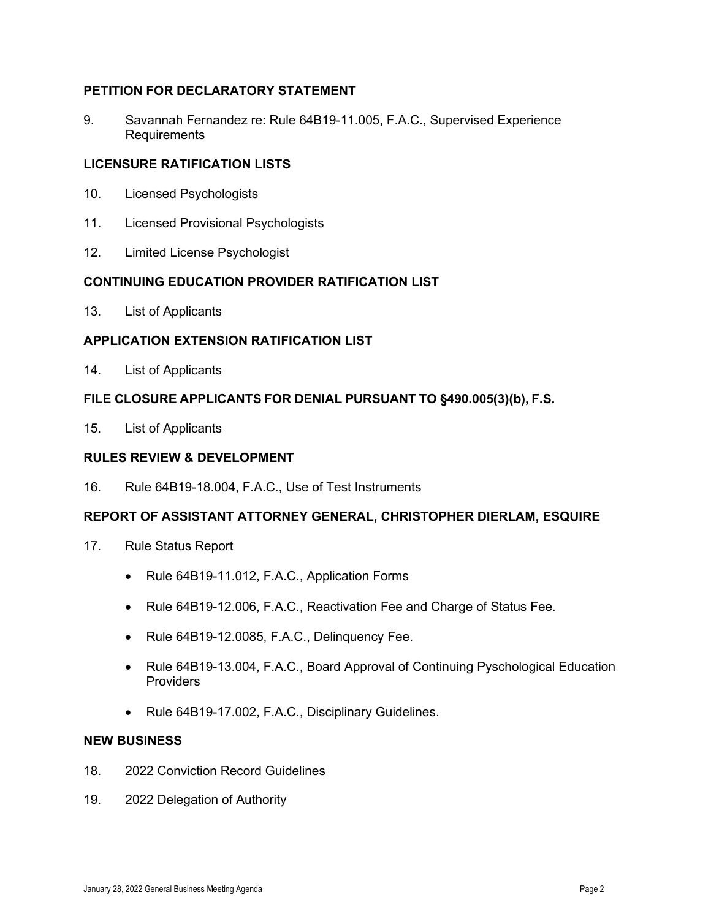## PETITION FOR DECLARATORY STATEMENT

9. Savannah Fernandez re: Rule 64B19-11.005, F.A.C., Supervised Experience Requirements

## LICENSURE RATIFICATION LISTS

10. Licensed Psychologists

11. Licensed Provisional Psychologists

12. Limited License Psychologist

## CONTINUING EDUCATION PROVIDER RATIFICATION LIST

13. List of Applicants

## APPLICATION EXTENSION RATIFICATION LIST

14. List of Applicants

## FILE CLOSURE APPLICANTS FOR DENIAL PURSUANT TO §490.005(3)(b), F.S.

15. List of Applicants

## RULES REVIEW & DEVELOPMENT

16. Rule 64B19-18.004, F.A.C., Use of Test Instruments

## REPORT OF ASSISTANT ATTORNEY GENERAL, CHRISTOPHER DIERLAM, ESQUIRE

17. Rule Status Report
    - Rule 64B19-11.012, F.A.C., Application Forms
    - Rule 64B19-12.006, F.A.C., Reactivation Fee and Charge of Status Fee.
    - Rule 64B19-12.0085, F.A.C., Delinquency Fee.
    - Rule 64B19-13.004, F.A.C., Board Approval of Continuing Pyschological Education Providers
    - Rule 64B19-17.002, F.A.C., Disciplinary Guidelines.

## NEW BUSINESS

18. 2022 Conviction Record Guidelines

19. 2022 Delegation of Authority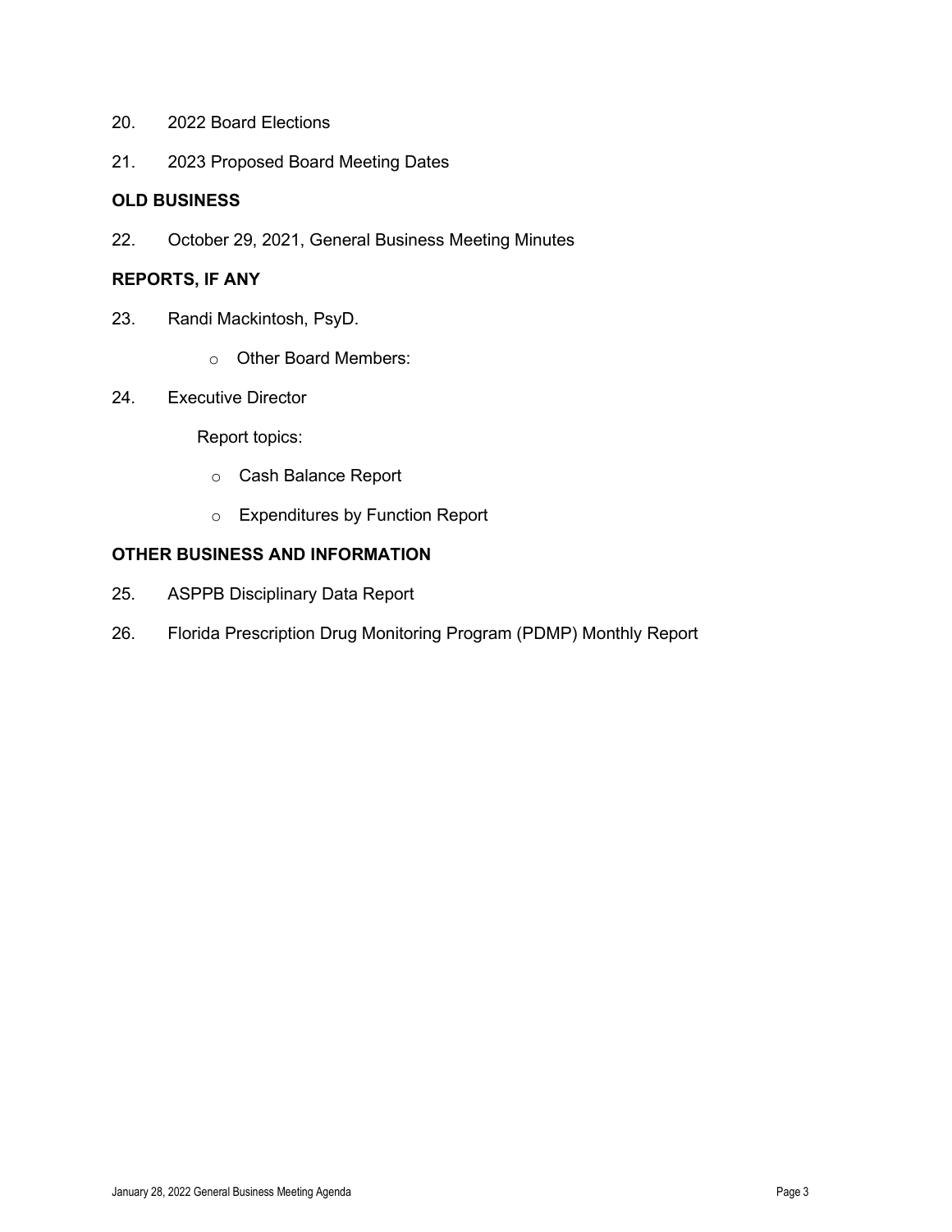20. 2022 Board Elections

21. 2023 Proposed Board Meeting Dates

**OLD BUSINESS**

22. October 29, 2021, General Business Meeting Minutes

**REPORTS, IF ANY**

23. Randi Mackintosh, PsyD.
    - Other Board Members:

24. Executive Director

    Report topics:
    - Cash Balance Report
    - Expenditures by Function Report

**OTHER BUSINESS AND INFORMATION**

25. ASPPB Disciplinary Data Report

26. Florida Prescription Drug Monitoring Program (PDMP) Monthly Report